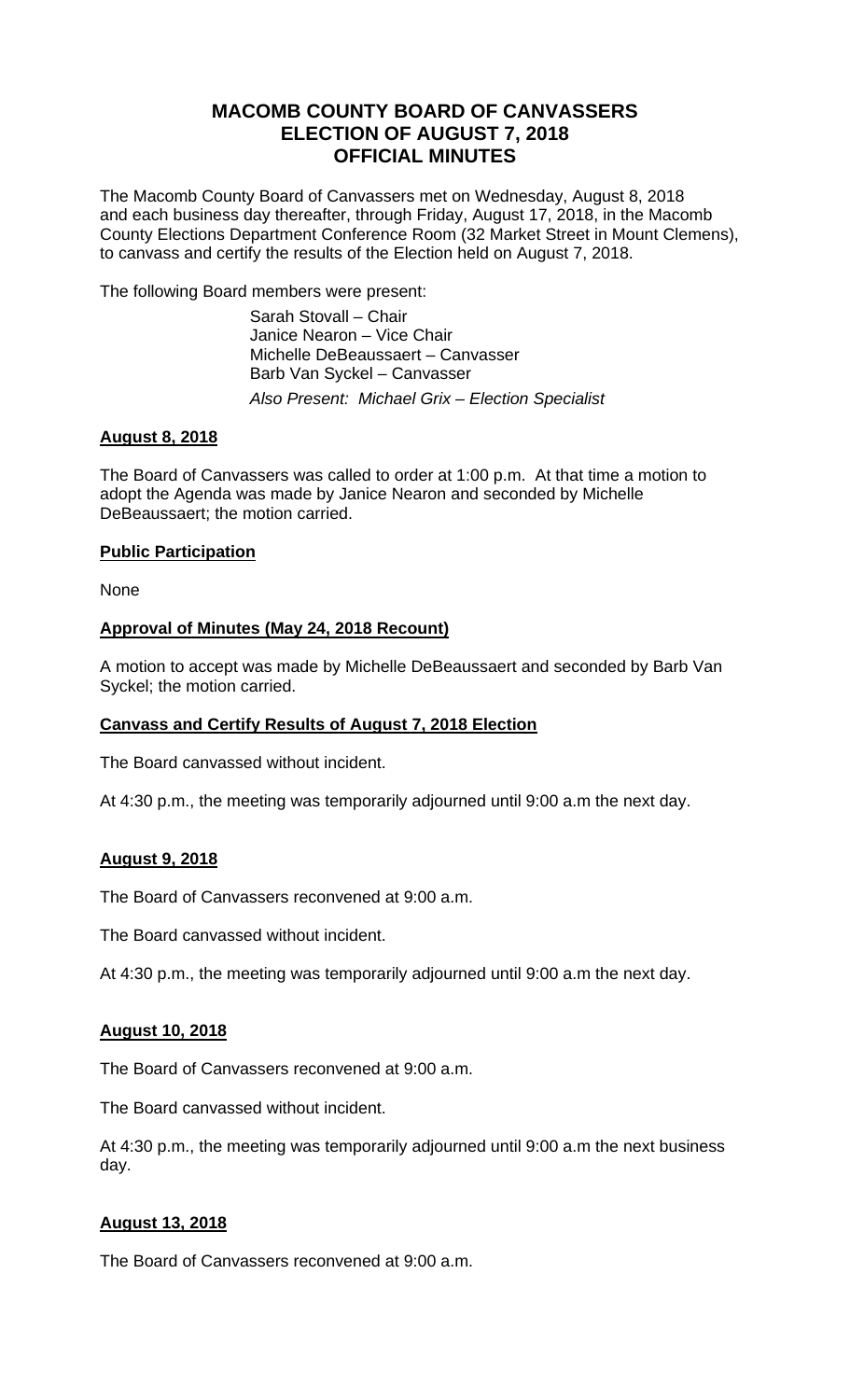# MACOMB COUNTY BOARD OF CANVASSERS
# ELECTION OF AUGUST 7, 2018
# OFFICIAL MINUTES

The Macomb County Board of Canvassers met on Wednesday, August 8, 2018 and each business day thereafter, through Friday, August 17, 2018, in the Macomb County Elections Department Conference Room (32 Market Street in Mount Clemens), to canvass and certify the results of the Election held on August 7, 2018.

The following Board members were present:

Sarah Stovall – Chair
Janice Nearon – Vice Chair
Michelle DeBeaussaert – Canvasser
Barb Van Syckel – Canvasser
*Also Present: Michael Grix – Election Specialist*

**August 8, 2018**

The Board of Canvassers was called to order at 1:00 p.m. At that time a motion to adopt the Agenda was made by Janice Nearon and seconded by Michelle DeBeaussaert; the motion carried.

**Public Participation**

None

**Approval of Minutes (May 24, 2018 Recount)**

A motion to accept was made by Michelle DeBeaussaert and seconded by Barb Van Syckel; the motion carried.

**Canvass and Certify Results of August 7, 2018 Election**

The Board canvassed without incident.

At 4:30 p.m., the meeting was temporarily adjourned until 9:00 a.m the next day.

**August 9, 2018**

The Board of Canvassers reconvened at 9:00 a.m.

The Board canvassed without incident.

At 4:30 p.m., the meeting was temporarily adjourned until 9:00 a.m the next day.

**August 10, 2018**

The Board of Canvassers reconvened at 9:00 a.m.

The Board canvassed without incident.

At 4:30 p.m., the meeting was temporarily adjourned until 9:00 a.m the next business day.

**August 13, 2018**

The Board of Canvassers reconvened at 9:00 a.m.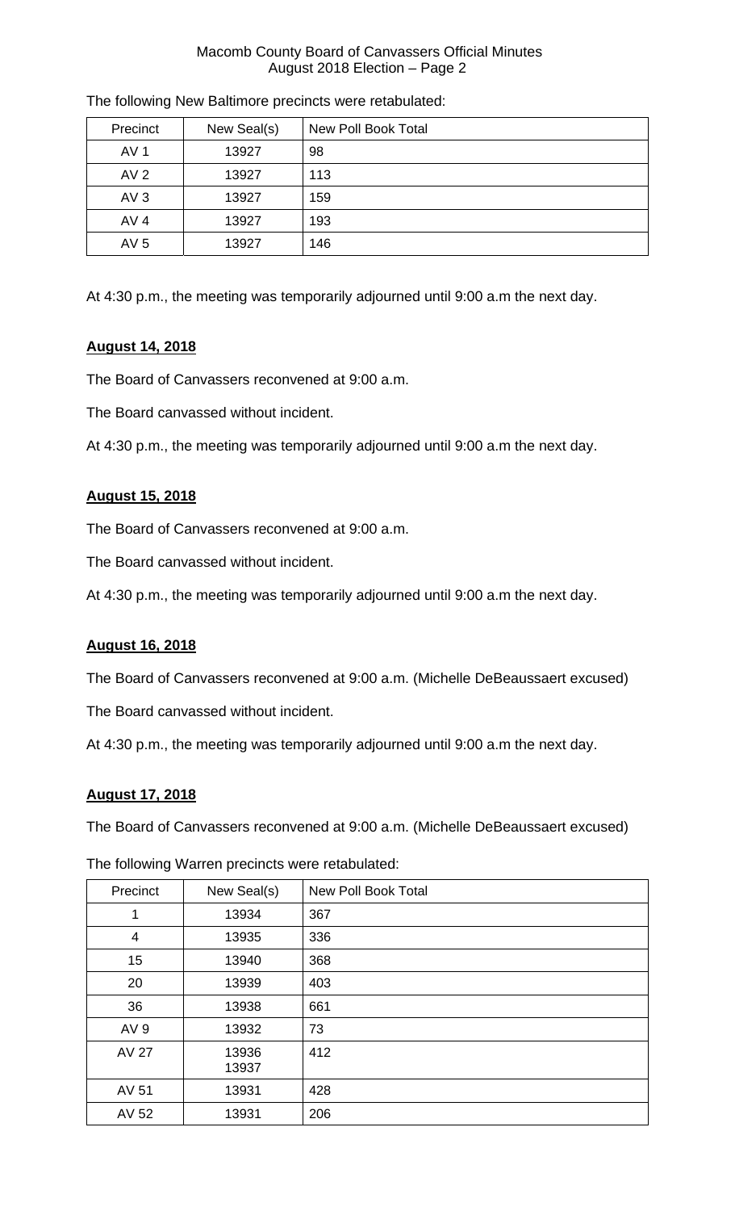The following New Baltimore precincts were retabulated:

| Precinct | New Seal(s) | New Poll Book Total |
|---|---|---|
| AV 1 | 13927 | 98 |
| AV 2 | 13927 | 113 |
| AV 3 | 13927 | 159 |
| AV 4 | 13927 | 193 |
| AV 5 | 13927 | 146 |

At 4:30 p.m., the meeting was temporarily adjourned until 9:00 a.m the next day.

**August 14, 2018**

The Board of Canvassers reconvened at 9:00 a.m.

The Board canvassed without incident.

At 4:30 p.m., the meeting was temporarily adjourned until 9:00 a.m the next day.

**August 15, 2018**

The Board of Canvassers reconvened at 9:00 a.m.

The Board canvassed without incident.

At 4:30 p.m., the meeting was temporarily adjourned until 9:00 a.m the next day.

**August 16, 2018**

The Board of Canvassers reconvened at 9:00 a.m. (Michelle DeBeaussaert excused)

The Board canvassed without incident.

At 4:30 p.m., the meeting was temporarily adjourned until 9:00 a.m the next day.

**August 17, 2018**

The Board of Canvassers reconvened at 9:00 a.m. (Michelle DeBeaussaert excused)

The following Warren precincts were retabulated:

| Precinct | New Seal(s) | New Poll Book Total |
|---|---|---|
| 1 | 13934 | 367 |
| 4 | 13935 | 336 |
| 15 | 13940 | 368 |
| 20 | 13939 | 403 |
| 36 | 13938 | 661 |
| AV 9 | 13932 | 73 |
| AV 27 | 13936<br>13937 | 412 |
| AV 51 | 13931 | 428 |
| AV 52 | 13931 | 206 |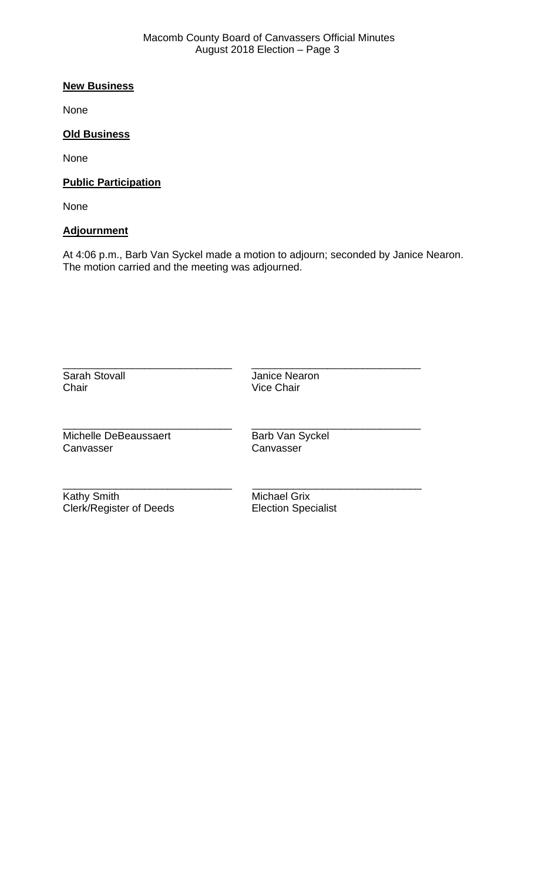**New Business**

None

**Old Business**

None

**Public Participation**

None

**Adjournment**

At 4:06 p.m., Barb Van Syckel made a motion to adjourn; seconded by Janice Nearon. The motion carried and the meeting was adjourned.

| | |
|---|---|
| \_\_\_\_\_\_\_\_\_\_\_\_\_\_\_\_\_\_\_\_\_\_\_\_\_\_\_\_\_\_ | \_\_\_\_\_\_\_\_\_\_\_\_\_\_\_\_\_\_\_\_\_\_\_\_\_\_\_\_\_\_ |
| Sarah Stovall<br>Chair | Janice Nearon<br>Vice Chair |
| \_\_\_\_\_\_\_\_\_\_\_\_\_\_\_\_\_\_\_\_\_\_\_\_\_\_\_\_\_\_ | \_\_\_\_\_\_\_\_\_\_\_\_\_\_\_\_\_\_\_\_\_\_\_\_\_\_\_\_\_\_ |
| Michelle DeBeaussaert<br>Canvasser | Barb Van Syckel<br>Canvasser |
| \_\_\_\_\_\_\_\_\_\_\_\_\_\_\_\_\_\_\_\_\_\_\_\_\_\_\_\_\_\_ | \_\_\_\_\_\_\_\_\_\_\_\_\_\_\_\_\_\_\_\_\_\_\_\_\_\_\_\_\_\_ |
| Kathy Smith<br>Clerk/Register of Deeds | Michael Grix<br>Election Specialist |